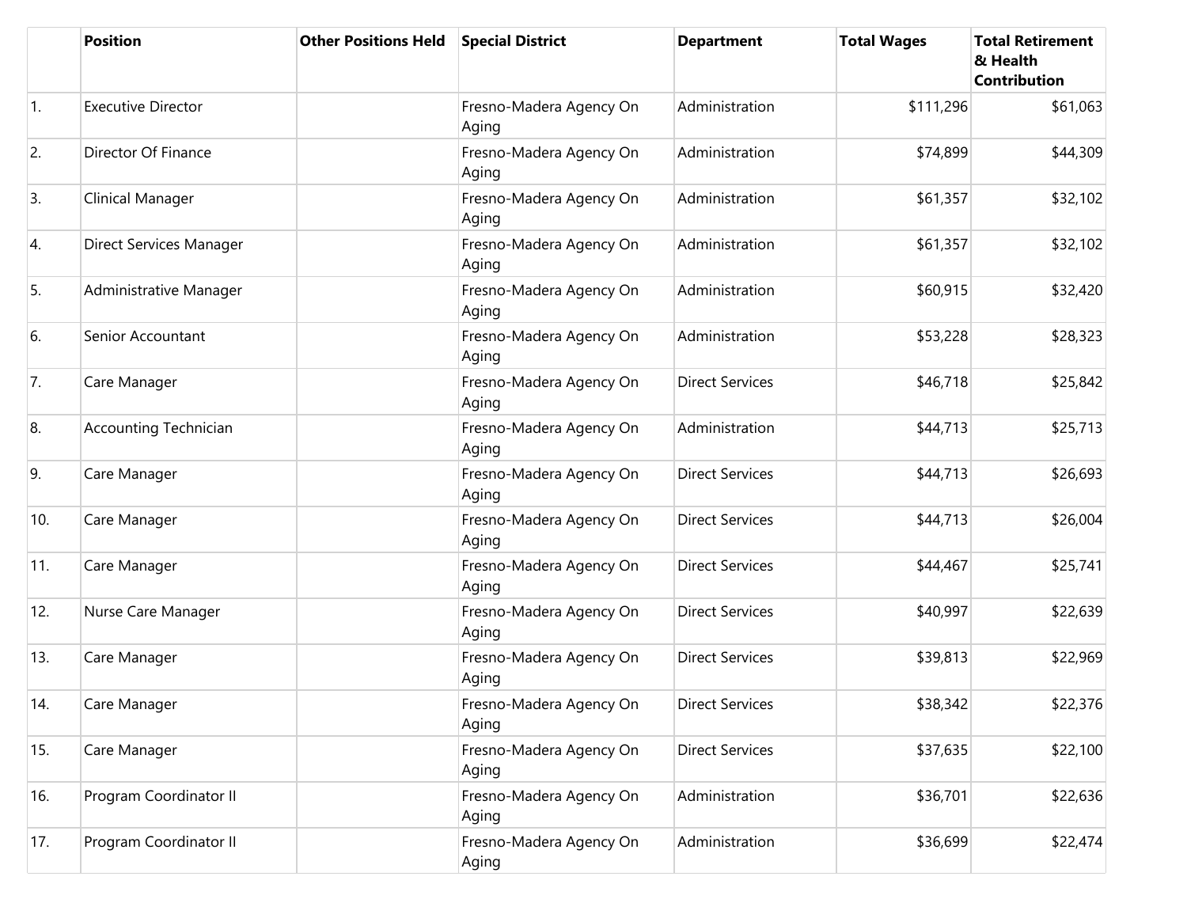| | Position | Other Positions Held | Special District | Department | Total Wages | Total Retirement & Health Contribution |
|---|---|---|---|---|---|---|
| 1. | Executive Director | | Fresno-Madera Agency On Aging | Administration | $111,296 | $61,063 |
| 2. | Director Of Finance | | Fresno-Madera Agency On Aging | Administration | $74,899 | $44,309 |
| 3. | Clinical Manager | | Fresno-Madera Agency On Aging | Administration | $61,357 | $32,102 |
| 4. | Direct Services Manager | | Fresno-Madera Agency On Aging | Administration | $61,357 | $32,102 |
| 5. | Administrative Manager | | Fresno-Madera Agency On Aging | Administration | $60,915 | $32,420 |
| 6. | Senior Accountant | | Fresno-Madera Agency On Aging | Administration | $53,228 | $28,323 |
| 7. | Care Manager | | Fresno-Madera Agency On Aging | Direct Services | $46,718 | $25,842 |
| 8. | Accounting Technician | | Fresno-Madera Agency On Aging | Administration | $44,713 | $25,713 |
| 9. | Care Manager | | Fresno-Madera Agency On Aging | Direct Services | $44,713 | $26,693 |
| 10. | Care Manager | | Fresno-Madera Agency On Aging | Direct Services | $44,713 | $26,004 |
| 11. | Care Manager | | Fresno-Madera Agency On Aging | Direct Services | $44,467 | $25,741 |
| 12. | Nurse Care Manager | | Fresno-Madera Agency On Aging | Direct Services | $40,997 | $22,639 |
| 13. | Care Manager | | Fresno-Madera Agency On Aging | Direct Services | $39,813 | $22,969 |
| 14. | Care Manager | | Fresno-Madera Agency On Aging | Direct Services | $38,342 | $22,376 |
| 15. | Care Manager | | Fresno-Madera Agency On Aging | Direct Services | $37,635 | $22,100 |
| 16. | Program Coordinator II | | Fresno-Madera Agency On Aging | Administration | $36,701 | $22,636 |
| 17. | Program Coordinator II | | Fresno-Madera Agency On Aging | Administration | $36,699 | $22,474 |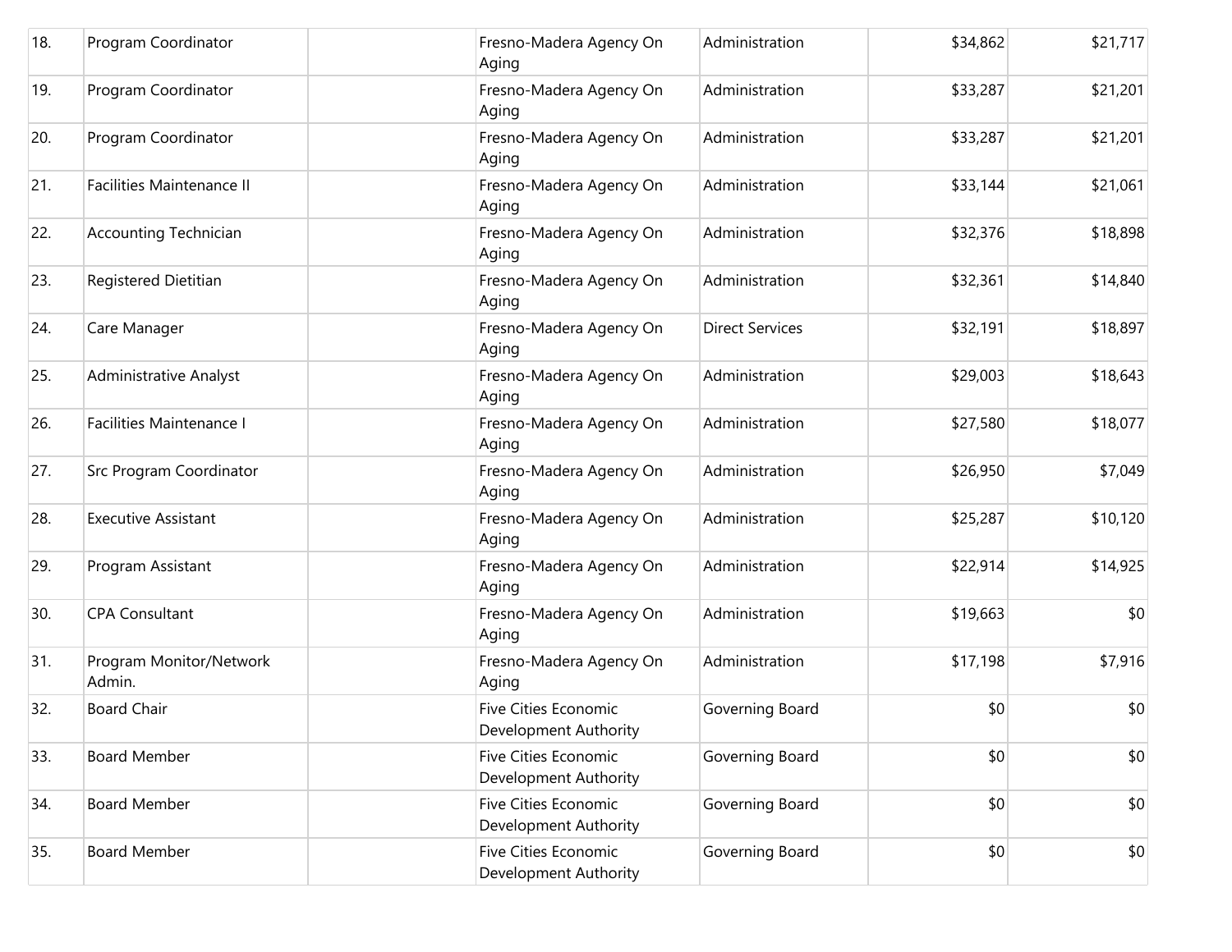| | | | | | | |
|---|---|---|---|---|---|---|
| 18. | Program Coordinator | | Fresno-Madera Agency On Aging | Administration | $34,862 | $21,717 |
| 19. | Program Coordinator | | Fresno-Madera Agency On Aging | Administration | $33,287 | $21,201 |
| 20. | Program Coordinator | | Fresno-Madera Agency On Aging | Administration | $33,287 | $21,201 |
| 21. | Facilities Maintenance II | | Fresno-Madera Agency On Aging | Administration | $33,144 | $21,061 |
| 22. | Accounting Technician | | Fresno-Madera Agency On Aging | Administration | $32,376 | $18,898 |
| 23. | Registered Dietitian | | Fresno-Madera Agency On Aging | Administration | $32,361 | $14,840 |
| 24. | Care Manager | | Fresno-Madera Agency On Aging | Direct Services | $32,191 | $18,897 |
| 25. | Administrative Analyst | | Fresno-Madera Agency On Aging | Administration | $29,003 | $18,643 |
| 26. | Facilities Maintenance I | | Fresno-Madera Agency On Aging | Administration | $27,580 | $18,077 |
| 27. | Src Program Coordinator | | Fresno-Madera Agency On Aging | Administration | $26,950 | $7,049 |
| 28. | Executive Assistant | | Fresno-Madera Agency On Aging | Administration | $25,287 | $10,120 |
| 29. | Program Assistant | | Fresno-Madera Agency On Aging | Administration | $22,914 | $14,925 |
| 30. | CPA Consultant | | Fresno-Madera Agency On Aging | Administration | $19,663 | $0 |
| 31. | Program Monitor/Network Admin. | | Fresno-Madera Agency On Aging | Administration | $17,198 | $7,916 |
| 32. | Board Chair | | Five Cities Economic Development Authority | Governing Board | $0 | $0 |
| 33. | Board Member | | Five Cities Economic Development Authority | Governing Board | $0 | $0 |
| 34. | Board Member | | Five Cities Economic Development Authority | Governing Board | $0 | $0 |
| 35. | Board Member | | Five Cities Economic Development Authority | Governing Board | $0 | $0 |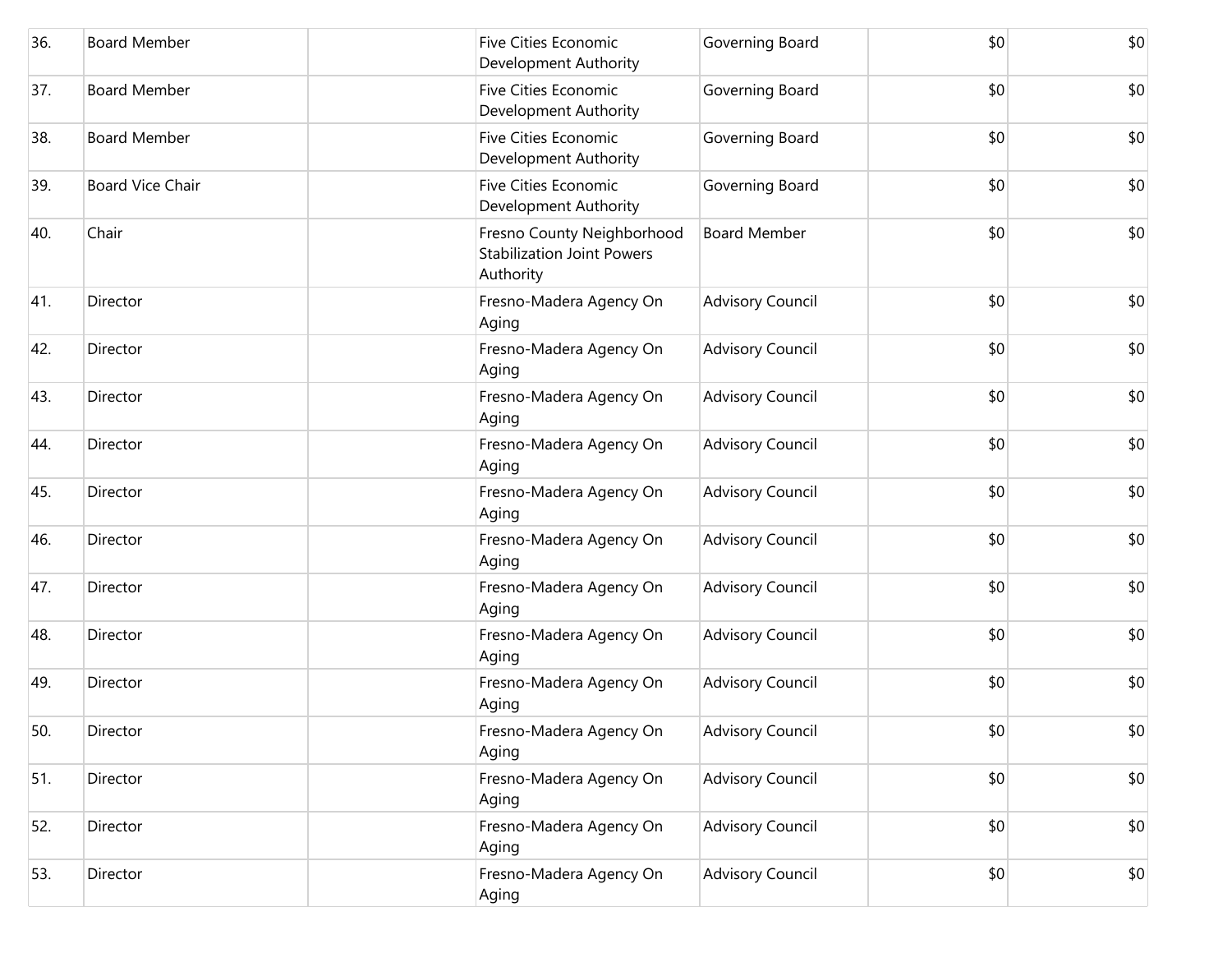| | | | | | | |
|---|---|---|---|---|---|---|
| 36. | Board Member | | Five Cities Economic Development Authority | Governing Board | $0 | $0 |
| 37. | Board Member | | Five Cities Economic Development Authority | Governing Board | $0 | $0 |
| 38. | Board Member | | Five Cities Economic Development Authority | Governing Board | $0 | $0 |
| 39. | Board Vice Chair | | Five Cities Economic Development Authority | Governing Board | $0 | $0 |
| 40. | Chair | | Fresno County Neighborhood Stabilization Joint Powers Authority | Board Member | $0 | $0 |
| 41. | Director | | Fresno-Madera Agency On Aging | Advisory Council | $0 | $0 |
| 42. | Director | | Fresno-Madera Agency On Aging | Advisory Council | $0 | $0 |
| 43. | Director | | Fresno-Madera Agency On Aging | Advisory Council | $0 | $0 |
| 44. | Director | | Fresno-Madera Agency On Aging | Advisory Council | $0 | $0 |
| 45. | Director | | Fresno-Madera Agency On Aging | Advisory Council | $0 | $0 |
| 46. | Director | | Fresno-Madera Agency On Aging | Advisory Council | $0 | $0 |
| 47. | Director | | Fresno-Madera Agency On Aging | Advisory Council | $0 | $0 |
| 48. | Director | | Fresno-Madera Agency On Aging | Advisory Council | $0 | $0 |
| 49. | Director | | Fresno-Madera Agency On Aging | Advisory Council | $0 | $0 |
| 50. | Director | | Fresno-Madera Agency On Aging | Advisory Council | $0 | $0 |
| 51. | Director | | Fresno-Madera Agency On Aging | Advisory Council | $0 | $0 |
| 52. | Director | | Fresno-Madera Agency On Aging | Advisory Council | $0 | $0 |
| 53. | Director | | Fresno-Madera Agency On Aging | Advisory Council | $0 | $0 |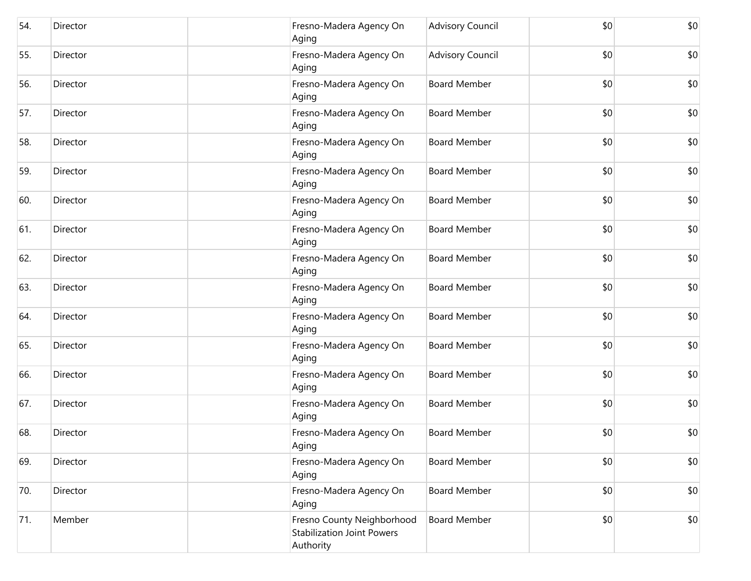| | | | | | | |
|---|---|---|---|---|---|---|
| 54. | Director | | Fresno-Madera Agency On Aging | Advisory Council | $0 | $0 |
| 55. | Director | | Fresno-Madera Agency On Aging | Advisory Council | $0 | $0 |
| 56. | Director | | Fresno-Madera Agency On Aging | Board Member | $0 | $0 |
| 57. | Director | | Fresno-Madera Agency On Aging | Board Member | $0 | $0 |
| 58. | Director | | Fresno-Madera Agency On Aging | Board Member | $0 | $0 |
| 59. | Director | | Fresno-Madera Agency On Aging | Board Member | $0 | $0 |
| 60. | Director | | Fresno-Madera Agency On Aging | Board Member | $0 | $0 |
| 61. | Director | | Fresno-Madera Agency On Aging | Board Member | $0 | $0 |
| 62. | Director | | Fresno-Madera Agency On Aging | Board Member | $0 | $0 |
| 63. | Director | | Fresno-Madera Agency On Aging | Board Member | $0 | $0 |
| 64. | Director | | Fresno-Madera Agency On Aging | Board Member | $0 | $0 |
| 65. | Director | | Fresno-Madera Agency On Aging | Board Member | $0 | $0 |
| 66. | Director | | Fresno-Madera Agency On Aging | Board Member | $0 | $0 |
| 67. | Director | | Fresno-Madera Agency On Aging | Board Member | $0 | $0 |
| 68. | Director | | Fresno-Madera Agency On Aging | Board Member | $0 | $0 |
| 69. | Director | | Fresno-Madera Agency On Aging | Board Member | $0 | $0 |
| 70. | Director | | Fresno-Madera Agency On Aging | Board Member | $0 | $0 |
| 71. | Member | | Fresno County Neighborhood Stabilization Joint Powers Authority | Board Member | $0 | $0 |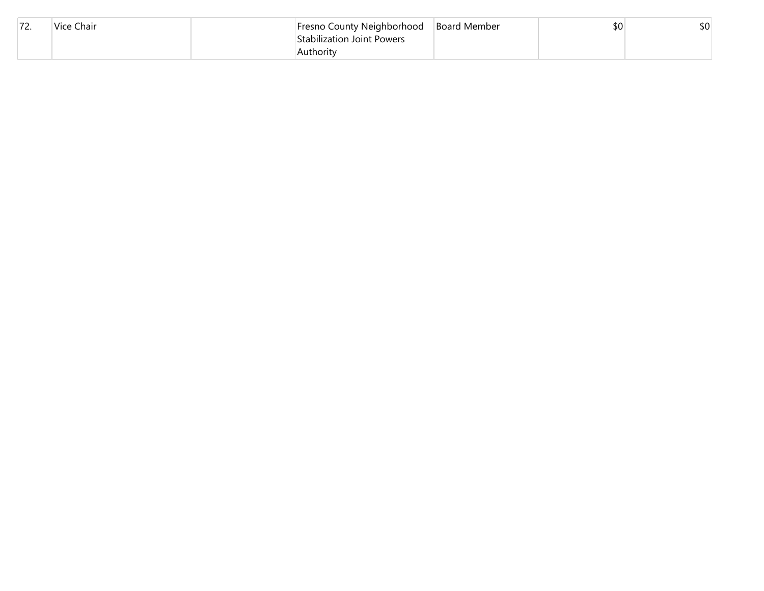| | | | | | | |
|---|---|---|---|---|---|---|
| 72. | Vice Chair | | Fresno County Neighborhood Stabilization Joint Powers Authority | Board Member | $0 | $0 |